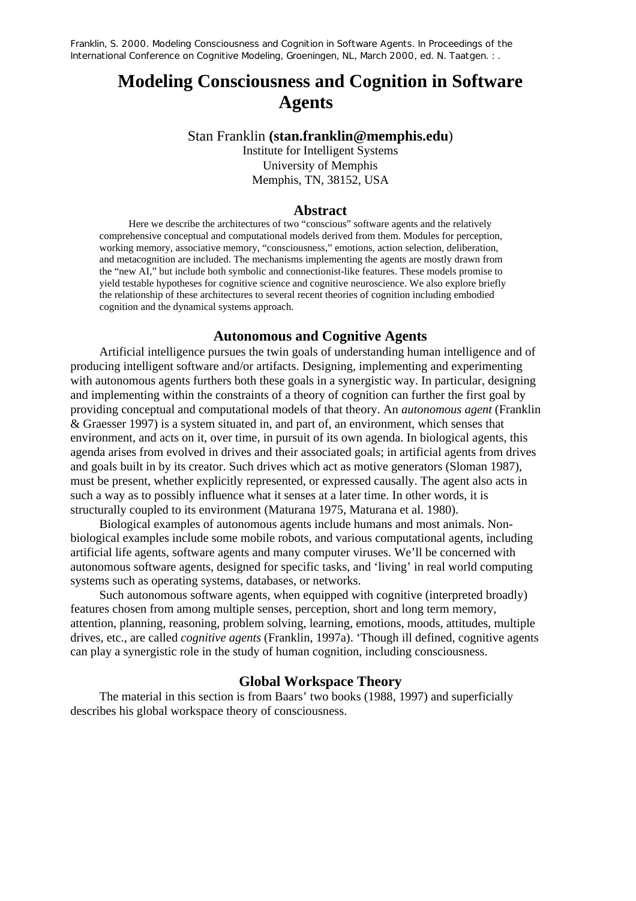Franklin, S. 2000. Modeling Consciousness and Cognition in Software Agents. In Proceedings of the International Conference on Cognitive Modeling, Groeningen, NL, March 2000, ed. N. Taatgen. : .

# Modeling Consciousness and Cognition in Software Agents

Stan Franklin **(stan.franklin@memphis.edu**)
Institute for Intelligent Systems
University of Memphis
Memphis, TN, 38152, USA

## Abstract

Here we describe the architectures of two "conscious" software agents and the relatively comprehensive conceptual and computational models derived from them. Modules for perception, working memory, associative memory, "consciousness," emotions, action selection, deliberation, and metacognition are included. The mechanisms implementing the agents are mostly drawn from the "new AI," but include both symbolic and connectionist-like features. These models promise to yield testable hypotheses for cognitive science and cognitive neuroscience. We also explore briefly the relationship of these architectures to several recent theories of cognition including embodied cognition and the dynamical systems approach.

## Autonomous and Cognitive Agents

Artificial intelligence pursues the twin goals of understanding human intelligence and of producing intelligent software and/or artifacts. Designing, implementing and experimenting with autonomous agents furthers both these goals in a synergistic way. In particular, designing and implementing within the constraints of a theory of cognition can further the first goal by providing conceptual and computational models of that theory. An *autonomous agent* (Franklin & Graesser 1997) is a system situated in, and part of, an environment, which senses that environment, and acts on it, over time, in pursuit of its own agenda. In biological agents, this agenda arises from evolved in drives and their associated goals; in artificial agents from drives and goals built in by its creator. Such drives which act as motive generators (Sloman 1987), must be present, whether explicitly represented, or expressed causally. The agent also acts in such a way as to possibly influence what it senses at a later time. In other words, it is structurally coupled to its environment (Maturana 1975, Maturana et al. 1980).

Biological examples of autonomous agents include humans and most animals. Non-biological examples include some mobile robots, and various computational agents, including artificial life agents, software agents and many computer viruses. We'll be concerned with autonomous software agents, designed for specific tasks, and 'living' in real world computing systems such as operating systems, databases, or networks.

Such autonomous software agents, when equipped with cognitive (interpreted broadly) features chosen from among multiple senses, perception, short and long term memory, attention, planning, reasoning, problem solving, learning, emotions, moods, attitudes, multiple drives, etc., are called *cognitive agents* (Franklin, 1997a). 'Though ill defined, cognitive agents can play a synergistic role in the study of human cognition, including consciousness.

## Global Workspace Theory

The material in this section is from Baars' two books (1988, 1997) and superficially describes his global workspace theory of consciousness.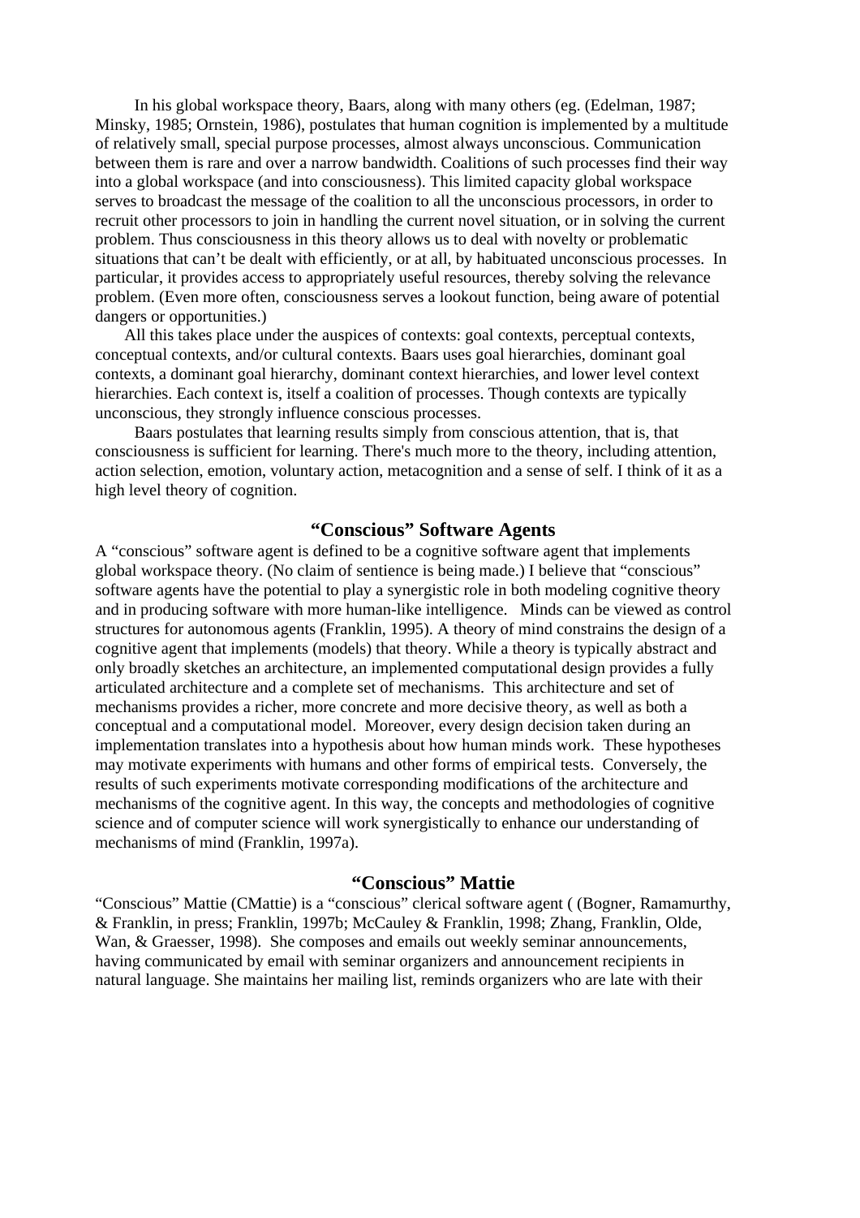In his global workspace theory, Baars, along with many others (eg. (Edelman, 1987; Minsky, 1985; Ornstein, 1986), postulates that human cognition is implemented by a multitude of relatively small, special purpose processes, almost always unconscious. Communication between them is rare and over a narrow bandwidth. Coalitions of such processes find their way into a global workspace (and into consciousness). This limited capacity global workspace serves to broadcast the message of the coalition to all the unconscious processors, in order to recruit other processors to join in handling the current novel situation, or in solving the current problem. Thus consciousness in this theory allows us to deal with novelty or problematic situations that can't be dealt with efficiently, or at all, by habituated unconscious processes. In particular, it provides access to appropriately useful resources, thereby solving the relevance problem. (Even more often, consciousness serves a lookout function, being aware of potential dangers or opportunities.)

All this takes place under the auspices of contexts: goal contexts, perceptual contexts, conceptual contexts, and/or cultural contexts. Baars uses goal hierarchies, dominant goal contexts, a dominant goal hierarchy, dominant context hierarchies, and lower level context hierarchies. Each context is, itself a coalition of processes. Though contexts are typically unconscious, they strongly influence conscious processes.

Baars postulates that learning results simply from conscious attention, that is, that consciousness is sufficient for learning. There's much more to the theory, including attention, action selection, emotion, voluntary action, metacognition and a sense of self. I think of it as a high level theory of cognition.

## "Conscious" Software Agents

A "conscious" software agent is defined to be a cognitive software agent that implements global workspace theory. (No claim of sentience is being made.) I believe that "conscious" software agents have the potential to play a synergistic role in both modeling cognitive theory and in producing software with more human-like intelligence. Minds can be viewed as control structures for autonomous agents (Franklin, 1995). A theory of mind constrains the design of a cognitive agent that implements (models) that theory. While a theory is typically abstract and only broadly sketches an architecture, an implemented computational design provides a fully articulated architecture and a complete set of mechanisms. This architecture and set of mechanisms provides a richer, more concrete and more decisive theory, as well as both a conceptual and a computational model. Moreover, every design decision taken during an implementation translates into a hypothesis about how human minds work. These hypotheses may motivate experiments with humans and other forms of empirical tests. Conversely, the results of such experiments motivate corresponding modifications of the architecture and mechanisms of the cognitive agent. In this way, the concepts and methodologies of cognitive science and of computer science will work synergistically to enhance our understanding of mechanisms of mind (Franklin, 1997a).

## "Conscious" Mattie

"Conscious" Mattie (CMattie) is a "conscious" clerical software agent ( (Bogner, Ramamurthy, & Franklin, in press; Franklin, 1997b; McCauley & Franklin, 1998; Zhang, Franklin, Olde, Wan, & Graesser, 1998). She composes and emails out weekly seminar announcements, having communicated by email with seminar organizers and announcement recipients in natural language. She maintains her mailing list, reminds organizers who are late with their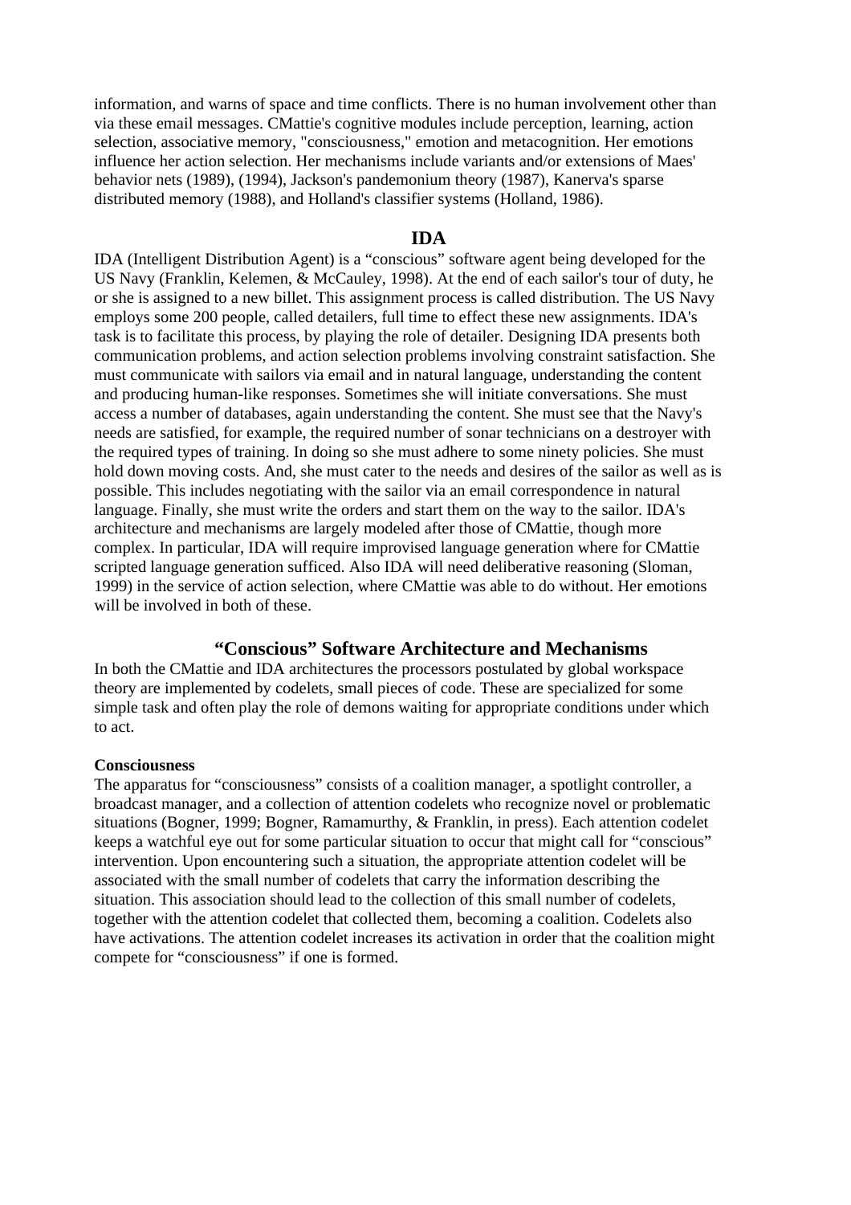information, and warns of space and time conflicts. There is no human involvement other than via these email messages. CMattie's cognitive modules include perception, learning, action selection, associative memory, "consciousness," emotion and metacognition. Her emotions influence her action selection. Her mechanisms include variants and/or extensions of Maes' behavior nets (1989), (1994), Jackson's pandemonium theory (1987), Kanerva's sparse distributed memory (1988), and Holland's classifier systems (Holland, 1986).

## IDA

IDA (Intelligent Distribution Agent) is a "conscious" software agent being developed for the US Navy (Franklin, Kelemen, & McCauley, 1998). At the end of each sailor's tour of duty, he or she is assigned to a new billet. This assignment process is called distribution. The US Navy employs some 200 people, called detailers, full time to effect these new assignments. IDA's task is to facilitate this process, by playing the role of detailer. Designing IDA presents both communication problems, and action selection problems involving constraint satisfaction. She must communicate with sailors via email and in natural language, understanding the content and producing human-like responses. Sometimes she will initiate conversations. She must access a number of databases, again understanding the content. She must see that the Navy's needs are satisfied, for example, the required number of sonar technicians on a destroyer with the required types of training. In doing so she must adhere to some ninety policies. She must hold down moving costs. And, she must cater to the needs and desires of the sailor as well as is possible. This includes negotiating with the sailor via an email correspondence in natural language. Finally, she must write the orders and start them on the way to the sailor. IDA's architecture and mechanisms are largely modeled after those of CMattie, though more complex. In particular, IDA will require improvised language generation where for CMattie scripted language generation sufficed. Also IDA will need deliberative reasoning (Sloman, 1999) in the service of action selection, where CMattie was able to do without. Her emotions will be involved in both of these.

## "Conscious" Software Architecture and Mechanisms

In both the CMattie and IDA architectures the processors postulated by global workspace theory are implemented by codelets, small pieces of code. These are specialized for some simple task and often play the role of demons waiting for appropriate conditions under which to act.

### Consciousness

The apparatus for "consciousness" consists of a coalition manager, a spotlight controller, a broadcast manager, and a collection of attention codelets who recognize novel or problematic situations (Bogner, 1999; Bogner, Ramamurthy, & Franklin, in press). Each attention codelet keeps a watchful eye out for some particular situation to occur that might call for "conscious" intervention. Upon encountering such a situation, the appropriate attention codelet will be associated with the small number of codelets that carry the information describing the situation. This association should lead to the collection of this small number of codelets, together with the attention codelet that collected them, becoming a coalition. Codelets also have activations. The attention codelet increases its activation in order that the coalition might compete for "consciousness" if one is formed.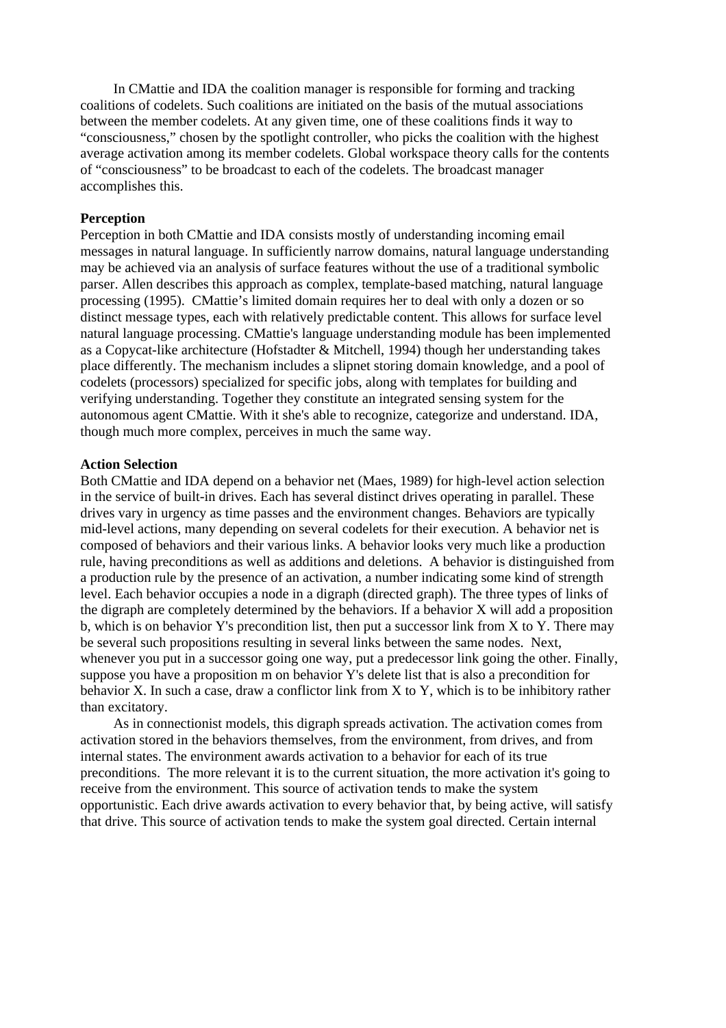In CMattie and IDA the coalition manager is responsible for forming and tracking coalitions of codelets. Such coalitions are initiated on the basis of the mutual associations between the member codelets. At any given time, one of these coalitions finds it way to “consciousness,” chosen by the spotlight controller, who picks the coalition with the highest average activation among its member codelets. Global workspace theory calls for the contents of “consciousness” to be broadcast to each of the codelets. The broadcast manager accomplishes this.

**Perception**

Perception in both CMattie and IDA consists mostly of understanding incoming email messages in natural language. In sufficiently narrow domains, natural language understanding may be achieved via an analysis of surface features without the use of a traditional symbolic parser. Allen describes this approach as complex, template-based matching, natural language processing (1995). CMattie’s limited domain requires her to deal with only a dozen or so distinct message types, each with relatively predictable content. This allows for surface level natural language processing. CMattie's language understanding module has been implemented as a Copycat-like architecture (Hofstadter & Mitchell, 1994) though her understanding takes place differently. The mechanism includes a slipnet storing domain knowledge, and a pool of codelets (processors) specialized for specific jobs, along with templates for building and verifying understanding. Together they constitute an integrated sensing system for the autonomous agent CMattie. With it she's able to recognize, categorize and understand. IDA, though much more complex, perceives in much the same way.

**Action Selection**

Both CMattie and IDA depend on a behavior net (Maes, 1989) for high-level action selection in the service of built-in drives. Each has several distinct drives operating in parallel. These drives vary in urgency as time passes and the environment changes. Behaviors are typically mid-level actions, many depending on several codelets for their execution. A behavior net is composed of behaviors and their various links. A behavior looks very much like a production rule, having preconditions as well as additions and deletions. A behavior is distinguished from a production rule by the presence of an activation, a number indicating some kind of strength level. Each behavior occupies a node in a digraph (directed graph). The three types of links of the digraph are completely determined by the behaviors. If a behavior X will add a proposition b, which is on behavior Y's precondition list, then put a successor link from X to Y. There may be several such propositions resulting in several links between the same nodes. Next, whenever you put in a successor going one way, put a predecessor link going the other. Finally, suppose you have a proposition m on behavior Y's delete list that is also a precondition for behavior X. In such a case, draw a conflictor link from X to Y, which is to be inhibitory rather than excitatory.

As in connectionist models, this digraph spreads activation. The activation comes from activation stored in the behaviors themselves, from the environment, from drives, and from internal states. The environment awards activation to a behavior for each of its true preconditions. The more relevant it is to the current situation, the more activation it's going to receive from the environment. This source of activation tends to make the system opportunistic. Each drive awards activation to every behavior that, by being active, will satisfy that drive. This source of activation tends to make the system goal directed. Certain internal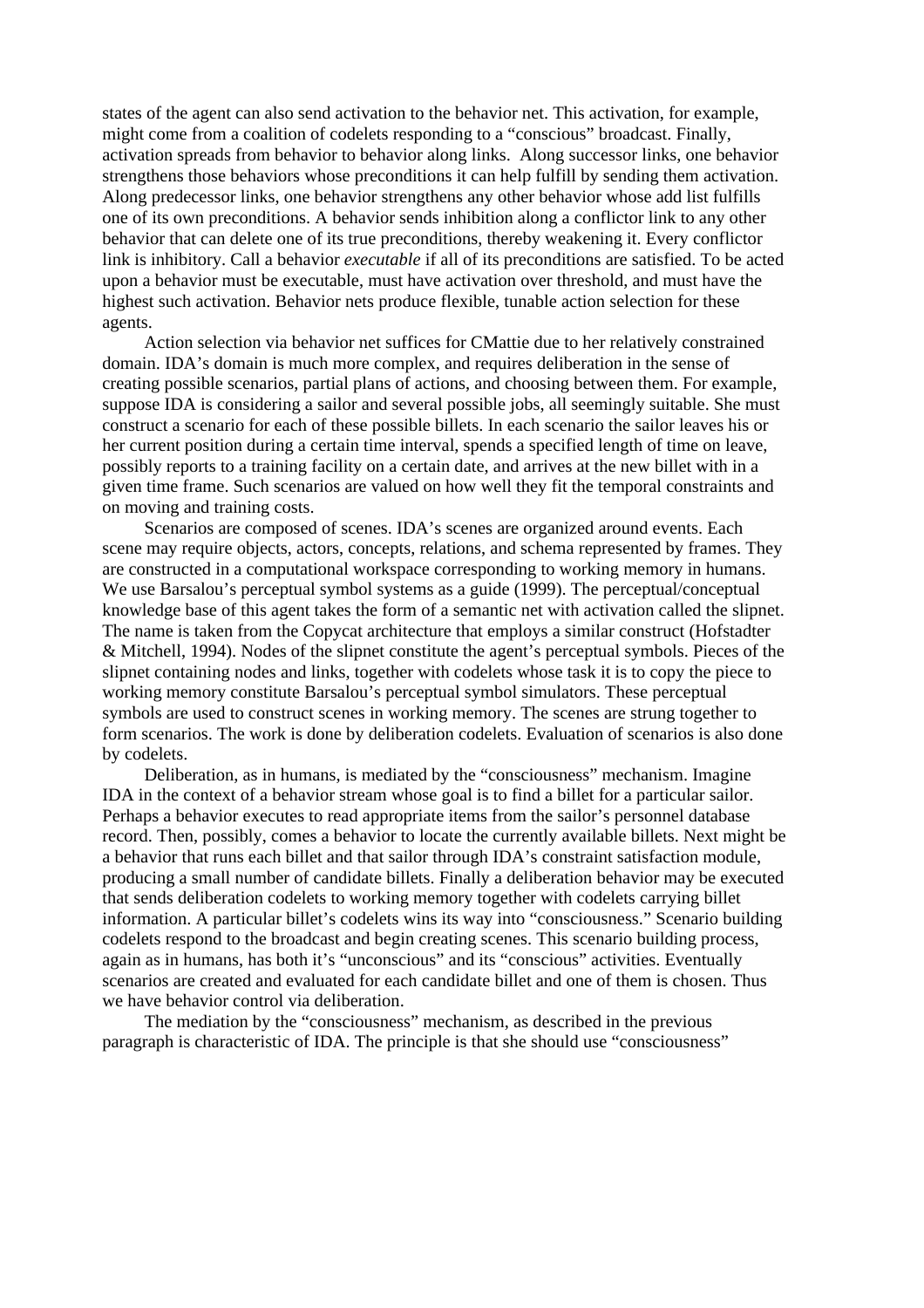states of the agent can also send activation to the behavior net. This activation, for example, might come from a coalition of codelets responding to a "conscious" broadcast. Finally, activation spreads from behavior to behavior along links. Along successor links, one behavior strengthens those behaviors whose preconditions it can help fulfill by sending them activation. Along predecessor links, one behavior strengthens any other behavior whose add list fulfills one of its own preconditions. A behavior sends inhibition along a conflictor link to any other behavior that can delete one of its true preconditions, thereby weakening it. Every conflictor link is inhibitory. Call a behavior *executable* if all of its preconditions are satisfied. To be acted upon a behavior must be executable, must have activation over threshold, and must have the highest such activation. Behavior nets produce flexible, tunable action selection for these agents.

Action selection via behavior net suffices for CMattie due to her relatively constrained domain. IDA's domain is much more complex, and requires deliberation in the sense of creating possible scenarios, partial plans of actions, and choosing between them. For example, suppose IDA is considering a sailor and several possible jobs, all seemingly suitable. She must construct a scenario for each of these possible billets. In each scenario the sailor leaves his or her current position during a certain time interval, spends a specified length of time on leave, possibly reports to a training facility on a certain date, and arrives at the new billet with in a given time frame. Such scenarios are valued on how well they fit the temporal constraints and on moving and training costs.

Scenarios are composed of scenes. IDA's scenes are organized around events. Each scene may require objects, actors, concepts, relations, and schema represented by frames. They are constructed in a computational workspace corresponding to working memory in humans. We use Barsalou's perceptual symbol systems as a guide (1999). The perceptual/conceptual knowledge base of this agent takes the form of a semantic net with activation called the slipnet. The name is taken from the Copycat architecture that employs a similar construct (Hofstadter & Mitchell, 1994). Nodes of the slipnet constitute the agent's perceptual symbols. Pieces of the slipnet containing nodes and links, together with codelets whose task it is to copy the piece to working memory constitute Barsalou's perceptual symbol simulators. These perceptual symbols are used to construct scenes in working memory. The scenes are strung together to form scenarios. The work is done by deliberation codelets. Evaluation of scenarios is also done by codelets.

Deliberation, as in humans, is mediated by the "consciousness" mechanism. Imagine IDA in the context of a behavior stream whose goal is to find a billet for a particular sailor. Perhaps a behavior executes to read appropriate items from the sailor's personnel database record. Then, possibly, comes a behavior to locate the currently available billets. Next might be a behavior that runs each billet and that sailor through IDA's constraint satisfaction module, producing a small number of candidate billets. Finally a deliberation behavior may be executed that sends deliberation codelets to working memory together with codelets carrying billet information. A particular billet's codelets wins its way into "consciousness." Scenario building codelets respond to the broadcast and begin creating scenes. This scenario building process, again as in humans, has both it's "unconscious" and its "conscious" activities. Eventually scenarios are created and evaluated for each candidate billet and one of them is chosen. Thus we have behavior control via deliberation.

The mediation by the "consciousness" mechanism, as described in the previous paragraph is characteristic of IDA. The principle is that she should use "consciousness"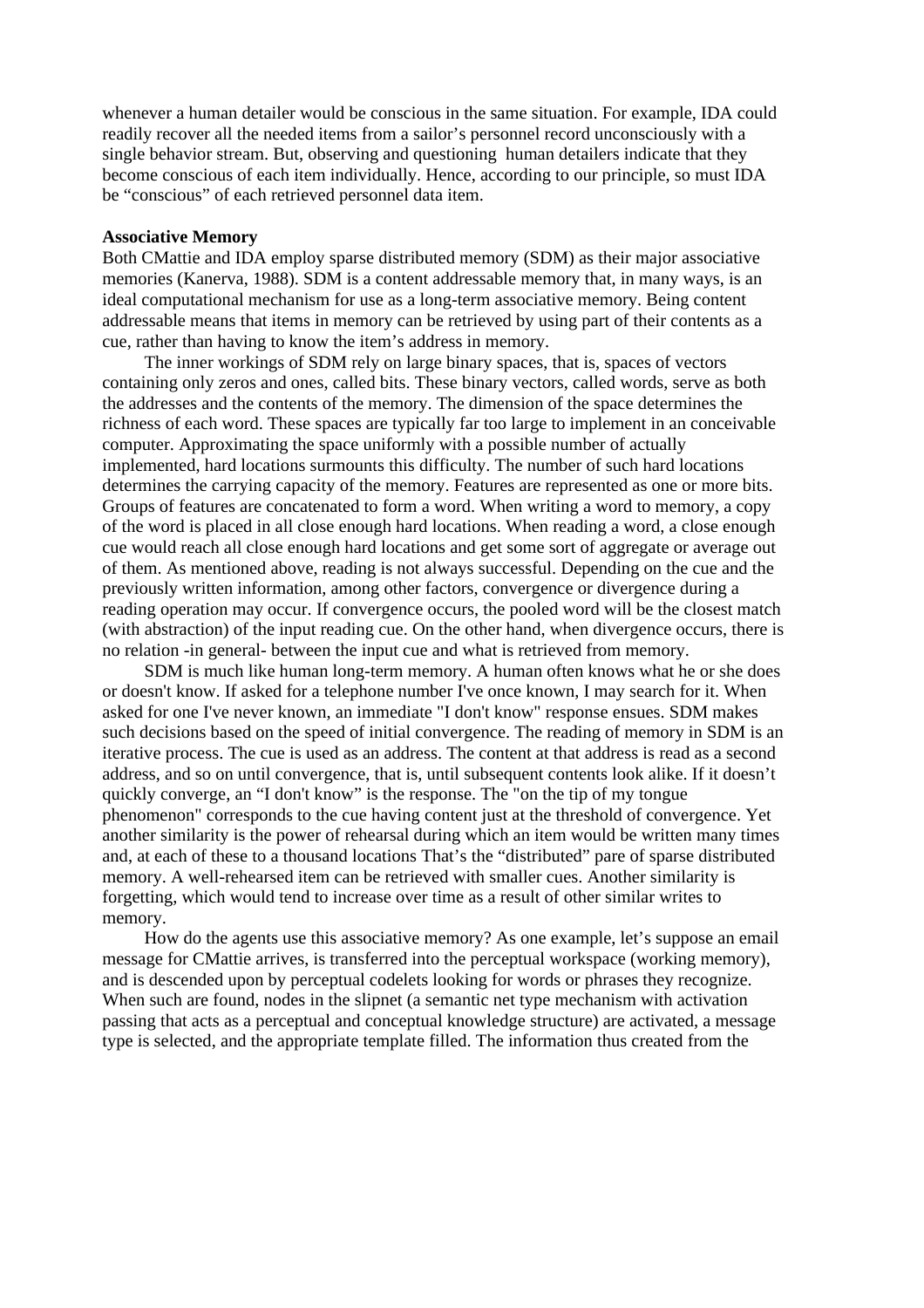whenever a human detailer would be conscious in the same situation. For example, IDA could readily recover all the needed items from a sailor's personnel record unconsciously with a single behavior stream. But, observing and questioning human detailers indicate that they become conscious of each item individually. Hence, according to our principle, so must IDA be "conscious" of each retrieved personnel data item.

**Associative Memory**

Both CMattie and IDA employ sparse distributed memory (SDM) as their major associative memories (Kanerva, 1988). SDM is a content addressable memory that, in many ways, is an ideal computational mechanism for use as a long-term associative memory. Being content addressable means that items in memory can be retrieved by using part of their contents as a cue, rather than having to know the item's address in memory.

The inner workings of SDM rely on large binary spaces, that is, spaces of vectors containing only zeros and ones, called bits. These binary vectors, called words, serve as both the addresses and the contents of the memory. The dimension of the space determines the richness of each word. These spaces are typically far too large to implement in an conceivable computer. Approximating the space uniformly with a possible number of actually implemented, hard locations surmounts this difficulty. The number of such hard locations determines the carrying capacity of the memory. Features are represented as one or more bits. Groups of features are concatenated to form a word. When writing a word to memory, a copy of the word is placed in all close enough hard locations. When reading a word, a close enough cue would reach all close enough hard locations and get some sort of aggregate or average out of them. As mentioned above, reading is not always successful. Depending on the cue and the previously written information, among other factors, convergence or divergence during a reading operation may occur. If convergence occurs, the pooled word will be the closest match (with abstraction) of the input reading cue. On the other hand, when divergence occurs, there is no relation -in general- between the input cue and what is retrieved from memory.

SDM is much like human long-term memory. A human often knows what he or she does or doesn't know. If asked for a telephone number I've once known, I may search for it. When asked for one I've never known, an immediate "I don't know" response ensues. SDM makes such decisions based on the speed of initial convergence. The reading of memory in SDM is an iterative process. The cue is used as an address. The content at that address is read as a second address, and so on until convergence, that is, until subsequent contents look alike. If it doesn't quickly converge, an "I don't know" is the response. The "on the tip of my tongue phenomenon" corresponds to the cue having content just at the threshold of convergence. Yet another similarity is the power of rehearsal during which an item would be written many times and, at each of these to a thousand locations That's the "distributed" pare of sparse distributed memory. A well-rehearsed item can be retrieved with smaller cues. Another similarity is forgetting, which would tend to increase over time as a result of other similar writes to memory.

How do the agents use this associative memory? As one example, let's suppose an email message for CMattie arrives, is transferred into the perceptual workspace (working memory), and is descended upon by perceptual codelets looking for words or phrases they recognize. When such are found, nodes in the slipnet (a semantic net type mechanism with activation passing that acts as a perceptual and conceptual knowledge structure) are activated, a message type is selected, and the appropriate template filled. The information thus created from the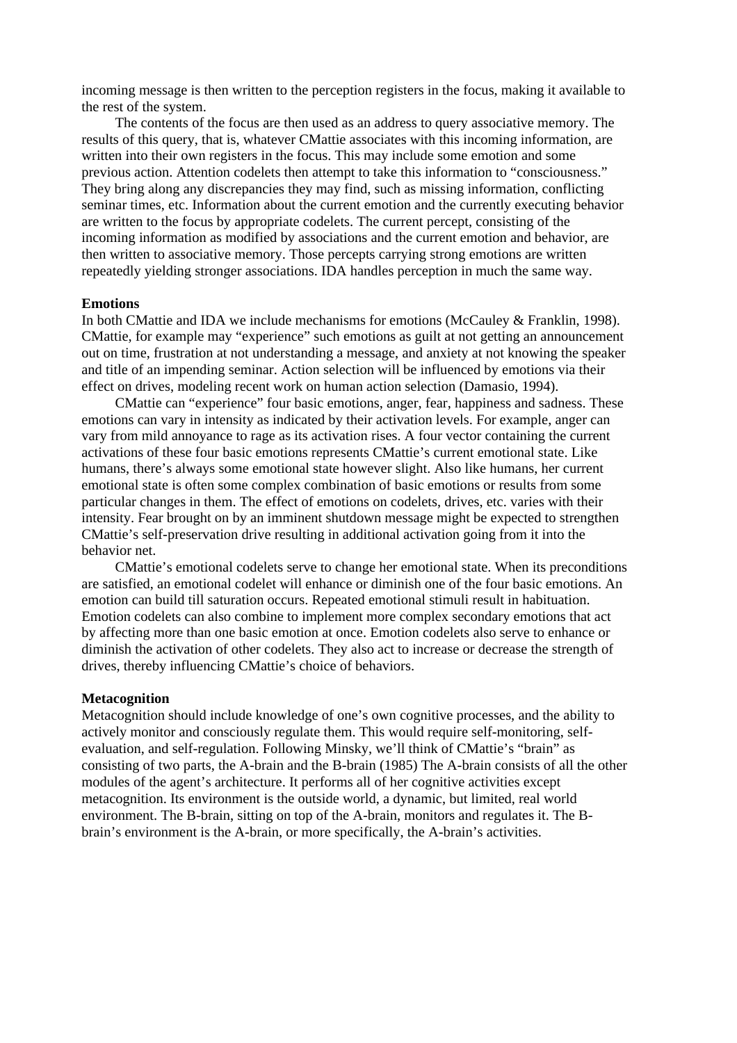incoming message is then written to the perception registers in the focus, making it available to the rest of the system.

The contents of the focus are then used as an address to query associative memory. The results of this query, that is, whatever CMattie associates with this incoming information, are written into their own registers in the focus. This may include some emotion and some previous action. Attention codelets then attempt to take this information to "consciousness." They bring along any discrepancies they may find, such as missing information, conflicting seminar times, etc. Information about the current emotion and the currently executing behavior are written to the focus by appropriate codelets. The current percept, consisting of the incoming information as modified by associations and the current emotion and behavior, are then written to associative memory. Those percepts carrying strong emotions are written repeatedly yielding stronger associations. IDA handles perception in much the same way.

**Emotions**

In both CMattie and IDA we include mechanisms for emotions (McCauley & Franklin, 1998). CMattie, for example may "experience" such emotions as guilt at not getting an announcement out on time, frustration at not understanding a message, and anxiety at not knowing the speaker and title of an impending seminar. Action selection will be influenced by emotions via their effect on drives, modeling recent work on human action selection (Damasio, 1994).

CMattie can "experience" four basic emotions, anger, fear, happiness and sadness. These emotions can vary in intensity as indicated by their activation levels. For example, anger can vary from mild annoyance to rage as its activation rises. A four vector containing the current activations of these four basic emotions represents CMattie's current emotional state. Like humans, there's always some emotional state however slight. Also like humans, her current emotional state is often some complex combination of basic emotions or results from some particular changes in them. The effect of emotions on codelets, drives, etc. varies with their intensity. Fear brought on by an imminent shutdown message might be expected to strengthen CMattie's self-preservation drive resulting in additional activation going from it into the behavior net.

CMattie's emotional codelets serve to change her emotional state. When its preconditions are satisfied, an emotional codelet will enhance or diminish one of the four basic emotions. An emotion can build till saturation occurs. Repeated emotional stimuli result in habituation. Emotion codelets can also combine to implement more complex secondary emotions that act by affecting more than one basic emotion at once. Emotion codelets also serve to enhance or diminish the activation of other codelets. They also act to increase or decrease the strength of drives, thereby influencing CMattie's choice of behaviors.

**Metacognition**

Metacognition should include knowledge of one's own cognitive processes, and the ability to actively monitor and consciously regulate them. This would require self-monitoring, self-evaluation, and self-regulation. Following Minsky, we'll think of CMattie's "brain" as consisting of two parts, the A-brain and the B-brain (1985) The A-brain consists of all the other modules of the agent's architecture. It performs all of her cognitive activities except metacognition. Its environment is the outside world, a dynamic, but limited, real world environment. The B-brain, sitting on top of the A-brain, monitors and regulates it. The B-brain's environment is the A-brain, or more specifically, the A-brain's activities.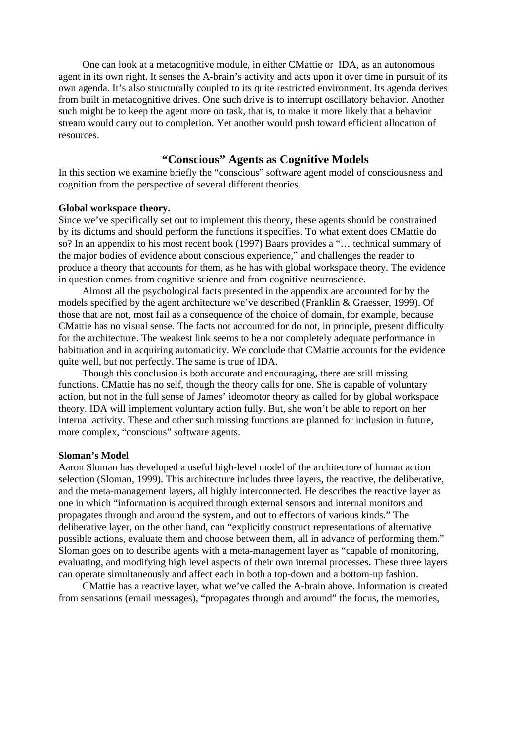One can look at a metacognitive module, in either CMattie or IDA, as an autonomous agent in its own right. It senses the A-brain's activity and acts upon it over time in pursuit of its own agenda. It's also structurally coupled to its quite restricted environment. Its agenda derives from built in metacognitive drives. One such drive is to interrupt oscillatory behavior. Another such might be to keep the agent more on task, that is, to make it more likely that a behavior stream would carry out to completion. Yet another would push toward efficient allocation of resources.

## "Conscious" Agents as Cognitive Models

In this section we examine briefly the "conscious" software agent model of consciousness and cognition from the perspective of several different theories.

**Global workspace theory.**

Since we've specifically set out to implement this theory, these agents should be constrained by its dictums and should perform the functions it specifies. To what extent does CMattie do so? In an appendix to his most recent book (1997) Baars provides a "… technical summary of the major bodies of evidence about conscious experience," and challenges the reader to produce a theory that accounts for them, as he has with global workspace theory. The evidence in question comes from cognitive science and from cognitive neuroscience.

Almost all the psychological facts presented in the appendix are accounted for by the models specified by the agent architecture we've described (Franklin & Graesser, 1999). Of those that are not, most fail as a consequence of the choice of domain, for example, because CMattie has no visual sense. The facts not accounted for do not, in principle, present difficulty for the architecture. The weakest link seems to be a not completely adequate performance in habituation and in acquiring automaticity. We conclude that CMattie accounts for the evidence quite well, but not perfectly. The same is true of IDA.

Though this conclusion is both accurate and encouraging, there are still missing functions. CMattie has no self, though the theory calls for one. She is capable of voluntary action, but not in the full sense of James' ideomotor theory as called for by global workspace theory. IDA will implement voluntary action fully. But, she won't be able to report on her internal activity. These and other such missing functions are planned for inclusion in future, more complex, "conscious" software agents.

**Sloman's Model**

Aaron Sloman has developed a useful high-level model of the architecture of human action selection (Sloman, 1999). This architecture includes three layers, the reactive, the deliberative, and the meta-management layers, all highly interconnected. He describes the reactive layer as one in which "information is acquired through external sensors and internal monitors and propagates through and around the system, and out to effectors of various kinds." The deliberative layer, on the other hand, can "explicitly construct representations of alternative possible actions, evaluate them and choose between them, all in advance of performing them." Sloman goes on to describe agents with a meta-management layer as "capable of monitoring, evaluating, and modifying high level aspects of their own internal processes. These three layers can operate simultaneously and affect each in both a top-down and a bottom-up fashion.

CMattie has a reactive layer, what we've called the A-brain above. Information is created from sensations (email messages), "propagates through and around" the focus, the memories,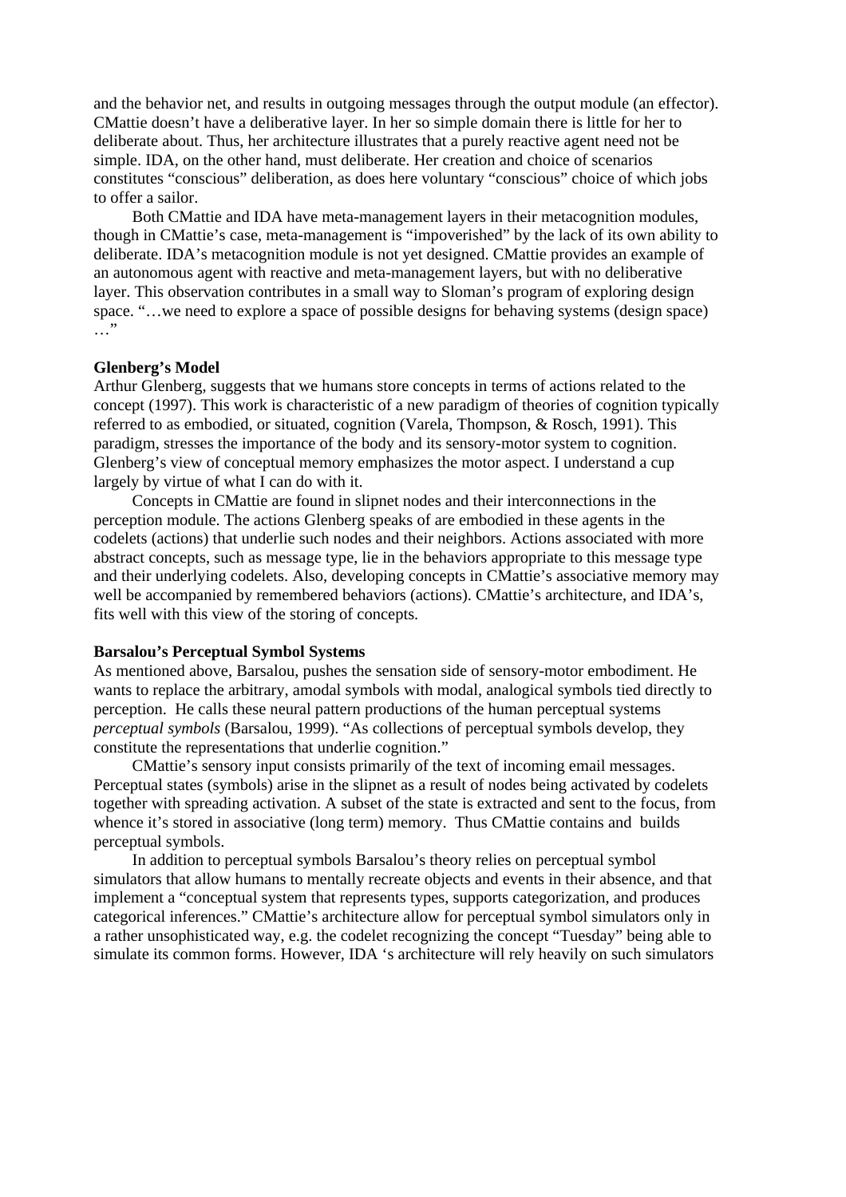and the behavior net, and results in outgoing messages through the output module (an effector). CMattie doesn't have a deliberative layer. In her so simple domain there is little for her to deliberate about. Thus, her architecture illustrates that a purely reactive agent need not be simple. IDA, on the other hand, must deliberate. Her creation and choice of scenarios constitutes "conscious" deliberation, as does here voluntary "conscious" choice of which jobs to offer a sailor.

Both CMattie and IDA have meta-management layers in their metacognition modules, though in CMattie's case, meta-management is "impoverished" by the lack of its own ability to deliberate. IDA's metacognition module is not yet designed. CMattie provides an example of an autonomous agent with reactive and meta-management layers, but with no deliberative layer. This observation contributes in a small way to Sloman's program of exploring design space. "…we need to explore a space of possible designs for behaving systems (design space) …"

**Glenberg's Model**

Arthur Glenberg, suggests that we humans store concepts in terms of actions related to the concept (1997). This work is characteristic of a new paradigm of theories of cognition typically referred to as embodied, or situated, cognition (Varela, Thompson, & Rosch, 1991). This paradigm, stresses the importance of the body and its sensory-motor system to cognition. Glenberg's view of conceptual memory emphasizes the motor aspect. I understand a cup largely by virtue of what I can do with it.

Concepts in CMattie are found in slipnet nodes and their interconnections in the perception module. The actions Glenberg speaks of are embodied in these agents in the codelets (actions) that underlie such nodes and their neighbors. Actions associated with more abstract concepts, such as message type, lie in the behaviors appropriate to this message type and their underlying codelets. Also, developing concepts in CMattie's associative memory may well be accompanied by remembered behaviors (actions). CMattie's architecture, and IDA's, fits well with this view of the storing of concepts.

**Barsalou's Perceptual Symbol Systems**

As mentioned above, Barsalou, pushes the sensation side of sensory-motor embodiment. He wants to replace the arbitrary, amodal symbols with modal, analogical symbols tied directly to perception. He calls these neural pattern productions of the human perceptual systems *perceptual symbols* (Barsalou, 1999). "As collections of perceptual symbols develop, they constitute the representations that underlie cognition."

CMattie's sensory input consists primarily of the text of incoming email messages. Perceptual states (symbols) arise in the slipnet as a result of nodes being activated by codelets together with spreading activation. A subset of the state is extracted and sent to the focus, from whence it's stored in associative (long term) memory. Thus CMattie contains and builds perceptual symbols.

In addition to perceptual symbols Barsalou's theory relies on perceptual symbol simulators that allow humans to mentally recreate objects and events in their absence, and that implement a "conceptual system that represents types, supports categorization, and produces categorical inferences." CMattie's architecture allow for perceptual symbol simulators only in a rather unsophisticated way, e.g. the codelet recognizing the concept "Tuesday" being able to simulate its common forms. However, IDA 's architecture will rely heavily on such simulators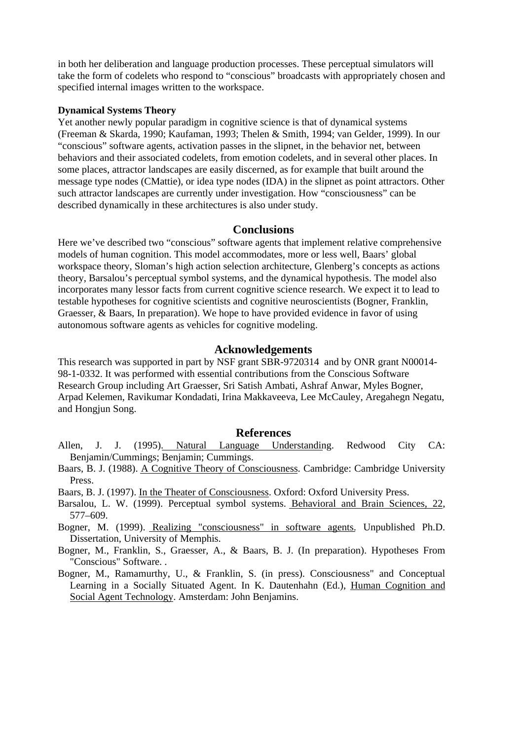in both her deliberation and language production processes. These perceptual simulators will take the form of codelets who respond to "conscious" broadcasts with appropriately chosen and specified internal images written to the workspace.

**Dynamical Systems Theory**

Yet another newly popular paradigm in cognitive science is that of dynamical systems (Freeman & Skarda, 1990; Kaufaman, 1993; Thelen & Smith, 1994; van Gelder, 1999). In our "conscious" software agents, activation passes in the slipnet, in the behavior net, between behaviors and their associated codelets, from emotion codelets, and in several other places. In some places, attractor landscapes are easily discerned, as for example that built around the message type nodes (CMattie), or idea type nodes (IDA) in the slipnet as point attractors. Other such attractor landscapes are currently under investigation. How "consciousness" can be described dynamically in these architectures is also under study.

## Conclusions

Here we've described two "conscious" software agents that implement relative comprehensive models of human cognition. This model accommodates, more or less well, Baars' global workspace theory, Sloman's high action selection architecture, Glenberg's concepts as actions theory, Barsalou's perceptual symbol systems, and the dynamical hypothesis. The model also incorporates many lessor facts from current cognitive science research. We expect it to lead to testable hypotheses for cognitive scientists and cognitive neuroscientists (Bogner, Franklin, Graesser, & Baars, In preparation). We hope to have provided evidence in favor of using autonomous software agents as vehicles for cognitive modeling.

## Acknowledgements

This research was supported in part by NSF grant SBR-9720314 and by ONR grant N00014-98-1-0332. It was performed with essential contributions from the Conscious Software Research Group including Art Graesser, Sri Satish Ambati, Ashraf Anwar, Myles Bogner, Arpad Kelemen, Ravikumar Kondadati, Irina Makkaveeva, Lee McCauley, Aregahegn Negatu, and Hongjun Song.

## References

Allen, J. J. (1995). Natural Language Understanding. Redwood City CA: Benjamin/Cummings; Benjamin; Cummings.

Baars, B. J. (1988). A Cognitive Theory of Consciousness. Cambridge: Cambridge University Press.

Baars, B. J. (1997). In the Theater of Consciousness. Oxford: Oxford University Press.

Barsalou, L. W. (1999). Perceptual symbol systems. Behavioral and Brain Sciences, 22, 577–609.

Bogner, M. (1999). Realizing "consciousness" in software agents. Unpublished Ph.D. Dissertation, University of Memphis.

Bogner, M., Franklin, S., Graesser, A., & Baars, B. J. (In preparation). Hypotheses From "Conscious" Software. .

Bogner, M., Ramamurthy, U., & Franklin, S. (in press). Consciousness" and Conceptual Learning in a Socially Situated Agent. In K. Dautenhahn (Ed.), Human Cognition and Social Agent Technology. Amsterdam: John Benjamins.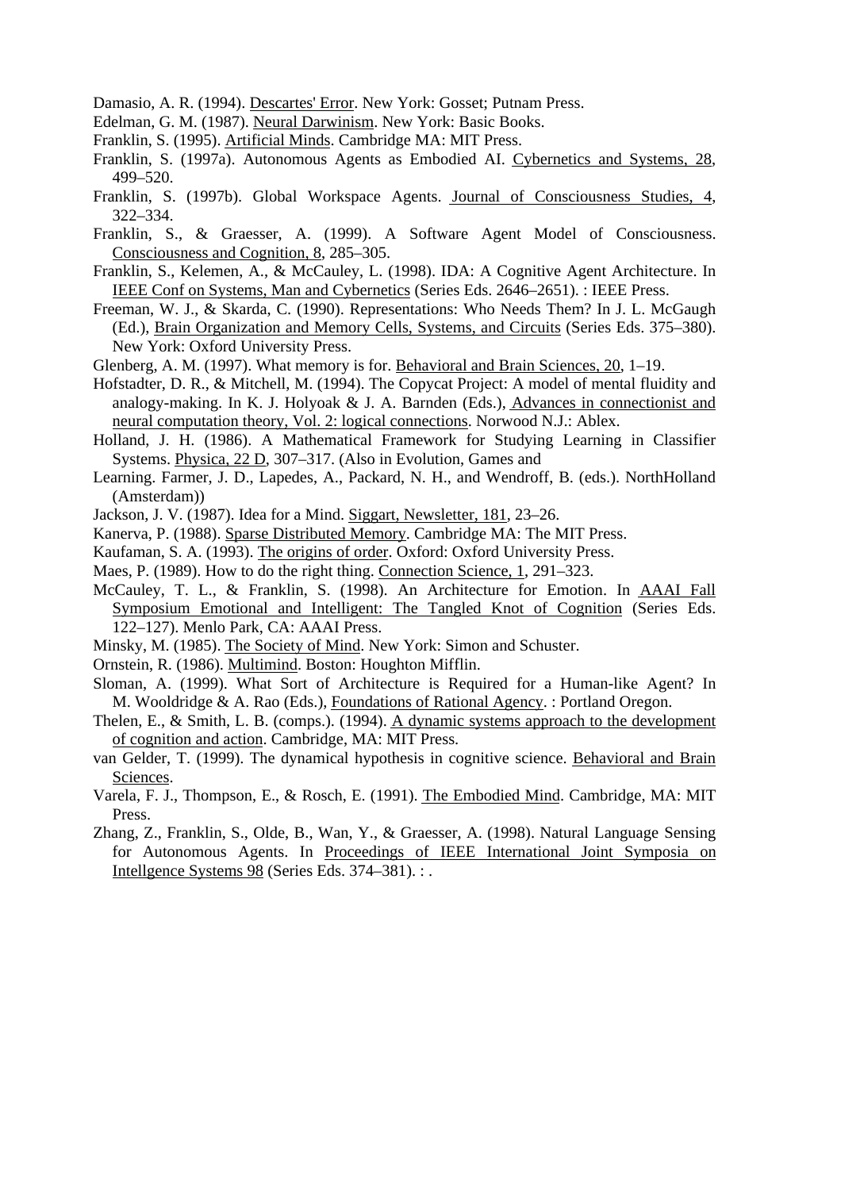Damasio, A. R. (1994). Descartes' Error. New York: Gosset; Putnam Press.

Edelman, G. M. (1987). Neural Darwinism. New York: Basic Books.

Franklin, S. (1995). Artificial Minds. Cambridge MA: MIT Press.

Franklin, S. (1997a). Autonomous Agents as Embodied AI. Cybernetics and Systems, 28, 499–520.

Franklin, S. (1997b). Global Workspace Agents. Journal of Consciousness Studies, 4, 322–334.

Franklin, S., & Graesser, A. (1999). A Software Agent Model of Consciousness. Consciousness and Cognition, 8, 285–305.

Franklin, S., Kelemen, A., & McCauley, L. (1998). IDA: A Cognitive Agent Architecture. In IEEE Conf on Systems, Man and Cybernetics (Series Eds. 2646–2651). : IEEE Press.

Freeman, W. J., & Skarda, C. (1990). Representations: Who Needs Them? In J. L. McGaugh (Ed.), Brain Organization and Memory Cells, Systems, and Circuits (Series Eds. 375–380). New York: Oxford University Press.

Glenberg, A. M. (1997). What memory is for. Behavioral and Brain Sciences, 20, 1–19.

Hofstadter, D. R., & Mitchell, M. (1994). The Copycat Project: A model of mental fluidity and analogy-making. In K. J. Holyoak & J. A. Barnden (Eds.), Advances in connectionist and neural computation theory, Vol. 2: logical connections. Norwood N.J.: Ablex.

Holland, J. H. (1986). A Mathematical Framework for Studying Learning in Classifier Systems. Physica, 22 D, 307–317. (Also in Evolution, Games and

Learning. Farmer, J. D., Lapedes, A., Packard, N. H., and Wendroff, B. (eds.). NorthHolland (Amsterdam))

Jackson, J. V. (1987). Idea for a Mind. Siggart, Newsletter, 181, 23–26.

Kanerva, P. (1988). Sparse Distributed Memory. Cambridge MA: The MIT Press.

Kaufaman, S. A. (1993). The origins of order. Oxford: Oxford University Press.

Maes, P. (1989). How to do the right thing. Connection Science, 1, 291–323.

McCauley, T. L., & Franklin, S. (1998). An Architecture for Emotion. In AAAI Fall Symposium Emotional and Intelligent: The Tangled Knot of Cognition (Series Eds. 122–127). Menlo Park, CA: AAAI Press.

Minsky, M. (1985). The Society of Mind. New York: Simon and Schuster.

Ornstein, R. (1986). Multimind. Boston: Houghton Mifflin.

Sloman, A. (1999). What Sort of Architecture is Required for a Human-like Agent? In M. Wooldridge & A. Rao (Eds.), Foundations of Rational Agency. : Portland Oregon.

Thelen, E., & Smith, L. B. (comps.). (1994). A dynamic systems approach to the development of cognition and action. Cambridge, MA: MIT Press.

van Gelder, T. (1999). The dynamical hypothesis in cognitive science. Behavioral and Brain Sciences.

Varela, F. J., Thompson, E., & Rosch, E. (1991). The Embodied Mind. Cambridge, MA: MIT Press.

Zhang, Z., Franklin, S., Olde, B., Wan, Y., & Graesser, A. (1998). Natural Language Sensing for Autonomous Agents. In Proceedings of IEEE International Joint Symposia on Intellgence Systems 98 (Series Eds. 374–381). : .